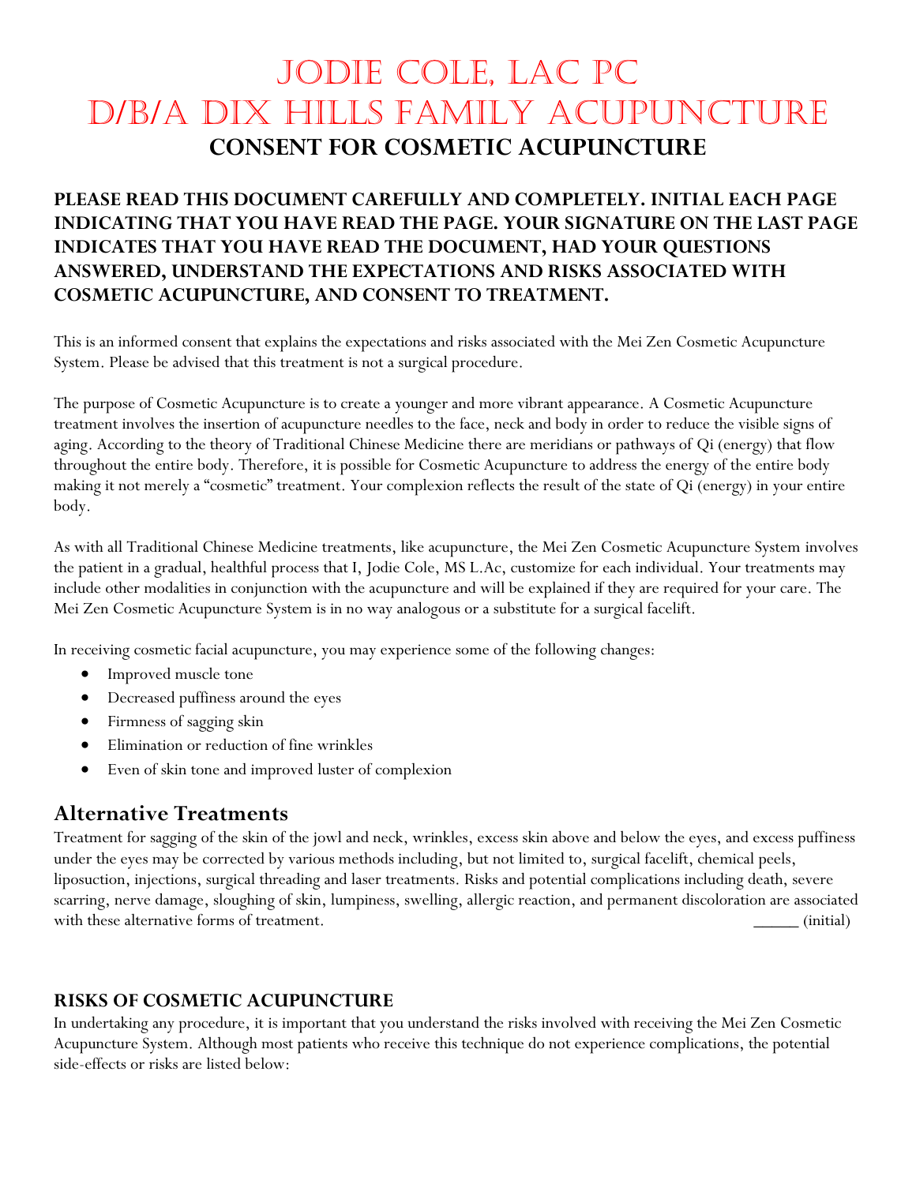# Jodie Cole, LAc PC
# D/B/A Dix Hills Family Acupuncture

## CONSENT FOR COSMETIC ACUPUNCTURE

**PLEASE READ THIS DOCUMENT CAREFULLY AND COMPLETELY. INITIAL EACH PAGE INDICATING THAT YOU HAVE READ THE PAGE. YOUR SIGNATURE ON THE LAST PAGE INDICATES THAT YOU HAVE READ THE DOCUMENT, HAD YOUR QUESTIONS ANSWERED, UNDERSTAND THE EXPECTATIONS AND RISKS ASSOCIATED WITH COSMETIC ACUPUNCTURE, AND CONSENT TO TREATMENT.**

This is an informed consent that explains the expectations and risks associated with the Mei Zen Cosmetic Acupuncture System. Please be advised that this treatment is not a surgical procedure.

The purpose of Cosmetic Acupuncture is to create a younger and more vibrant appearance. A Cosmetic Acupuncture treatment involves the insertion of acupuncture needles to the face, neck and body in order to reduce the visible signs of aging. According to the theory of Traditional Chinese Medicine there are meridians or pathways of Qi (energy) that flow throughout the entire body. Therefore, it is possible for Cosmetic Acupuncture to address the energy of the entire body making it not merely a "cosmetic" treatment. Your complexion reflects the result of the state of Qi (energy) in your entire body.

As with all Traditional Chinese Medicine treatments, like acupuncture, the Mei Zen Cosmetic Acupuncture System involves the patient in a gradual, healthful process that I, Jodie Cole, MS L.Ac, customize for each individual. Your treatments may include other modalities in conjunction with the acupuncture and will be explained if they are required for your care. The Mei Zen Cosmetic Acupuncture System is in no way analogous or a substitute for a surgical facelift.

In receiving cosmetic facial acupuncture, you may experience some of the following changes:

- Improved muscle tone
- Decreased puffiness around the eyes
- Firmness of sagging skin
- Elimination or reduction of fine wrinkles
- Even of skin tone and improved luster of complexion

## Alternative Treatments

Treatment for sagging of the skin of the jowl and neck, wrinkles, excess skin above and below the eyes, and excess puffiness under the eyes may be corrected by various methods including, but not limited to, surgical facelift, chemical peels, liposuction, injections, surgical threading and laser treatments. Risks and potential complications including death, severe scarring, nerve damage, sloughing of skin, lumpiness, swelling, allergic reaction, and permanent discoloration are associated with these alternative forms of treatment. _____ (initial)

### RISKS OF COSMETIC ACUPUNCTURE

In undertaking any procedure, it is important that you understand the risks involved with receiving the Mei Zen Cosmetic Acupuncture System. Although most patients who receive this technique do not experience complications, the potential side-effects or risks are listed below: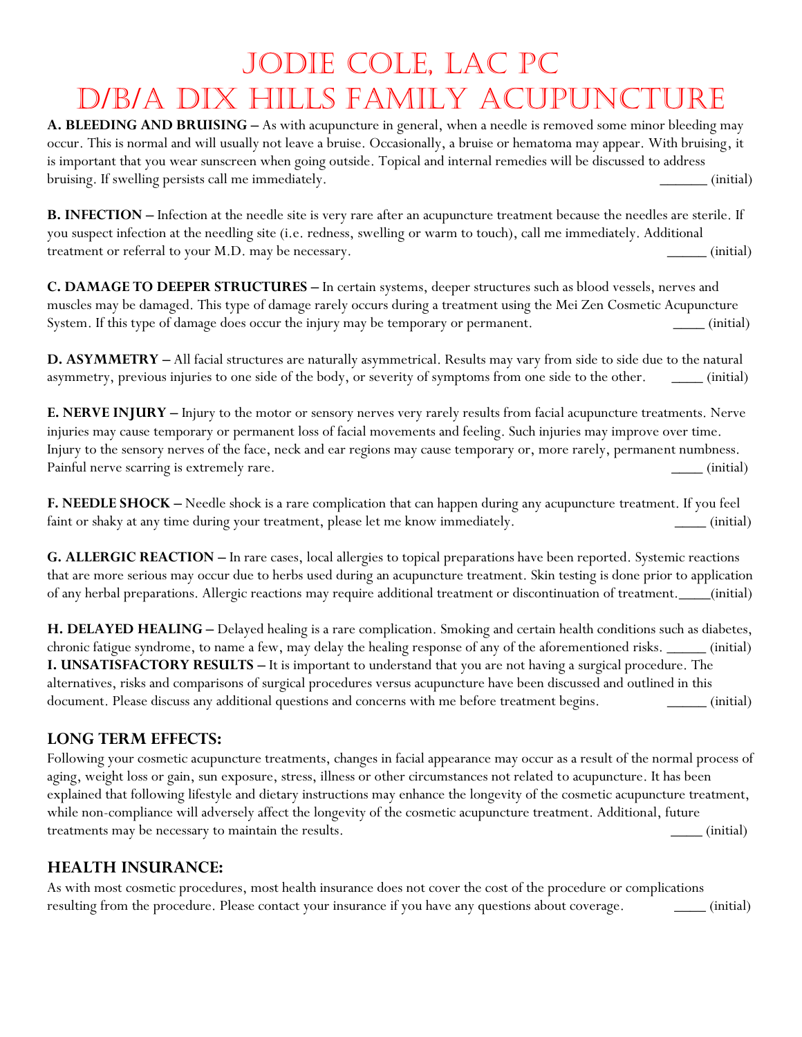# Jodie Cole, LAc PC
# D/B/A Dix Hills Family Acupuncture

**A. BLEEDING AND BRUISING** – As with acupuncture in general, when a needle is removed some minor bleeding may occur. This is normal and will usually not leave a bruise. Occasionally, a bruise or hematoma may appear. With bruising, it is important that you wear sunscreen when going outside. Topical and internal remedies will be discussed to address bruising. If swelling persists call me immediately. ______ (initial)

**B. INFECTION** – Infection at the needle site is very rare after an acupuncture treatment because the needles are sterile. If you suspect infection at the needling site (i.e. redness, swelling or warm to touch), call me immediately. Additional treatment or referral to your M.D. may be necessary. _____ (initial)

**C. DAMAGE TO DEEPER STRUCTURES** – In certain systems, deeper structures such as blood vessels, nerves and muscles may be damaged. This type of damage rarely occurs during a treatment using the Mei Zen Cosmetic Acupuncture System. If this type of damage does occur the injury may be temporary or permanent. ____ (initial)

**D. ASYMMETRY** – All facial structures are naturally asymmetrical. Results may vary from side to side due to the natural asymmetry, previous injuries to one side of the body, or severity of symptoms from one side to the other. ____ (initial)

**E. NERVE INJURY** – Injury to the motor or sensory nerves very rarely results from facial acupuncture treatments. Nerve injuries may cause temporary or permanent loss of facial movements and feeling. Such injuries may improve over time. Injury to the sensory nerves of the face, neck and ear regions may cause temporary or, more rarely, permanent numbness. Painful nerve scarring is extremely rare. ____ (initial)

**F. NEEDLE SHOCK** – Needle shock is a rare complication that can happen during any acupuncture treatment. If you feel faint or shaky at any time during your treatment, please let me know immediately. ____ (initial)

**G. ALLERGIC REACTION** – In rare cases, local allergies to topical preparations have been reported. Systemic reactions that are more serious may occur due to herbs used during an acupuncture treatment. Skin testing is done prior to application of any herbal preparations. Allergic reactions may require additional treatment or discontinuation of treatment.____(initial)

**H. DELAYED HEALING** – Delayed healing is a rare complication. Smoking and certain health conditions such as diabetes, chronic fatigue syndrome, to name a few, may delay the healing response of any of the aforementioned risks. _____ (initial)

**I. UNSATISFACTORY RESULTS** – It is important to understand that you are not having a surgical procedure. The alternatives, risks and comparisons of surgical procedures versus acupuncture have been discussed and outlined in this document. Please discuss any additional questions and concerns with me before treatment begins. _____ (initial)

## LONG TERM EFFECTS:

Following your cosmetic acupuncture treatments, changes in facial appearance may occur as a result of the normal process of aging, weight loss or gain, sun exposure, stress, illness or other circumstances not related to acupuncture. It has been explained that following lifestyle and dietary instructions may enhance the longevity of the cosmetic acupuncture treatment, while non-compliance will adversely affect the longevity of the cosmetic acupuncture treatment. Additional, future treatments may be necessary to maintain the results. ____ (initial)

## HEALTH INSURANCE:

As with most cosmetic procedures, most health insurance does not cover the cost of the procedure or complications resulting from the procedure. Please contact your insurance if you have any questions about coverage. ____ (initial)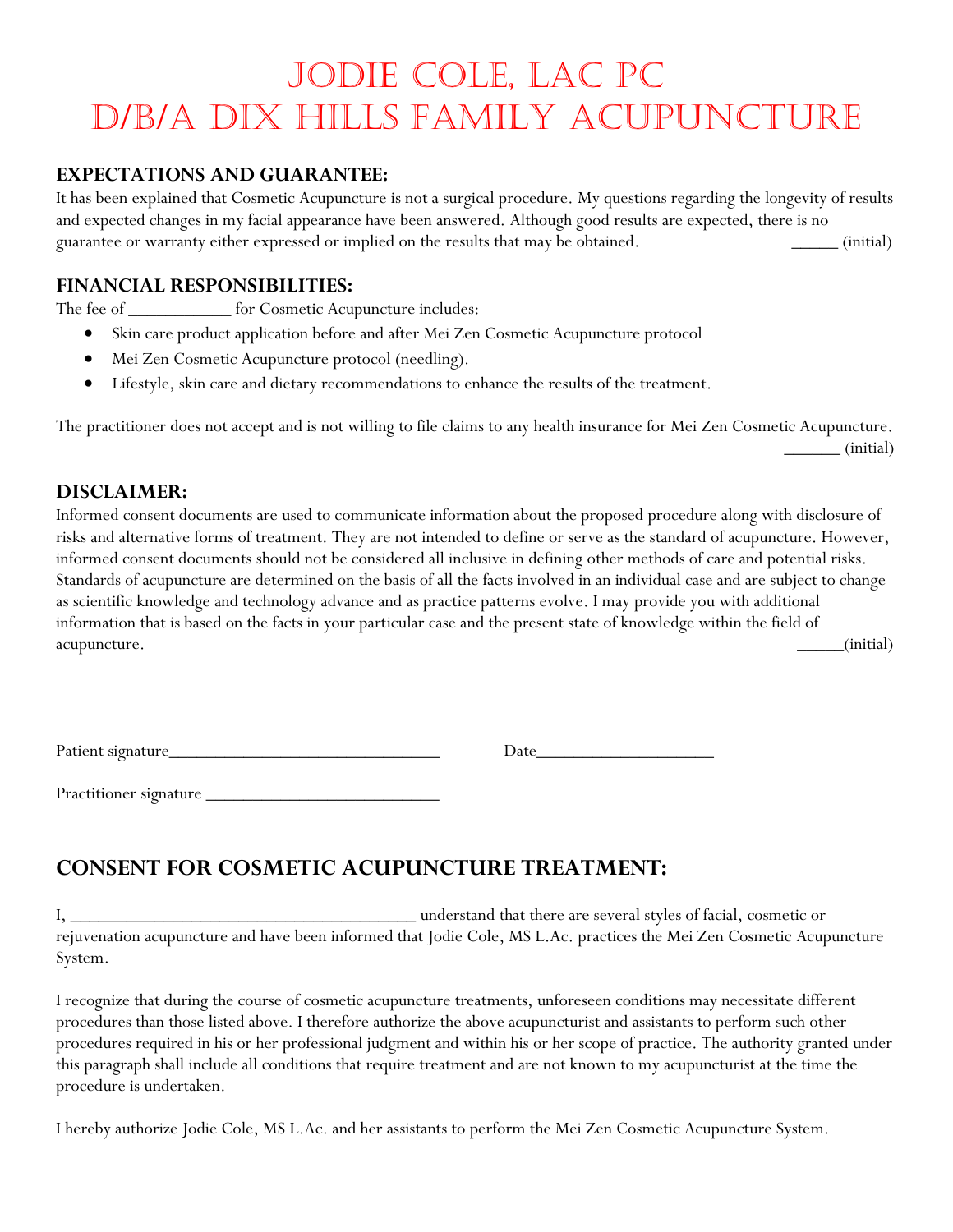# Jodie Cole, LAc PC
# D/B/A Dix Hills Family Acupuncture

## EXPECTATIONS AND GUARANTEE:

It has been explained that Cosmetic Acupuncture is not a surgical procedure. My questions regarding the longevity of results and expected changes in my facial appearance have been answered. Although good results are expected, there is no guarantee or warranty either expressed or implied on the results that may be obtained. _____ (initial)

## FINANCIAL RESPONSIBILITIES:

The fee of ___________ for Cosmetic Acupuncture includes:

- Skin care product application before and after Mei Zen Cosmetic Acupuncture protocol
- Mei Zen Cosmetic Acupuncture protocol (needling).
- Lifestyle, skin care and dietary recommendations to enhance the results of the treatment.

The practitioner does not accept and is not willing to file claims to any health insurance for Mei Zen Cosmetic Acupuncture. ______ (initial)

## DISCLAIMER:

Informed consent documents are used to communicate information about the proposed procedure along with disclosure of risks and alternative forms of treatment. They are not intended to define or serve as the standard of acupuncture. However, informed consent documents should not be considered all inclusive in defining other methods of care and potential risks. Standards of acupuncture are determined on the basis of all the facts involved in an individual case and are subject to change as scientific knowledge and technology advance and as practice patterns evolve. I may provide you with additional information that is based on the facts in your particular case and the present state of knowledge within the field of acupuncture. _____(initial)

Patient signature______________________________ Date___________________

Practitioner signature __________________________

## CONSENT FOR COSMETIC ACUPUNCTURE TREATMENT:

I, ____________________________________ understand that there are several styles of facial, cosmetic or rejuvenation acupuncture and have been informed that Jodie Cole, MS L.Ac. practices the Mei Zen Cosmetic Acupuncture System.

I recognize that during the course of cosmetic acupuncture treatments, unforeseen conditions may necessitate different procedures than those listed above. I therefore authorize the above acupuncturist and assistants to perform such other procedures required in his or her professional judgment and within his or her scope of practice. The authority granted under this paragraph shall include all conditions that require treatment and are not known to my acupuncturist at the time the procedure is undertaken.

I hereby authorize Jodie Cole, MS L.Ac. and her assistants to perform the Mei Zen Cosmetic Acupuncture System.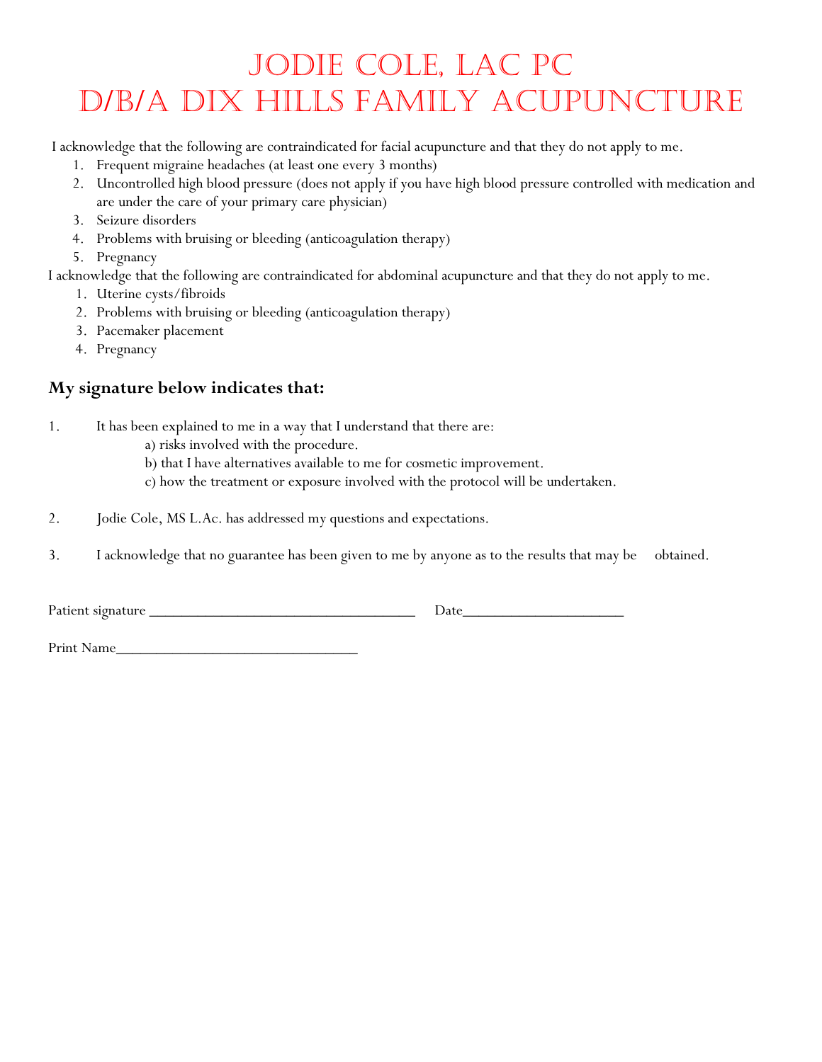# JODIE COLE, LAC PC
# D/B/A DIX HILLS FAMILY ACUPUNCTURE

I acknowledge that the following are contraindicated for facial acupuncture and that they do not apply to me.

1. Frequent migraine headaches (at least one every 3 months)
2. Uncontrolled high blood pressure (does not apply if you have high blood pressure controlled with medication and are under the care of your primary care physician)
3. Seizure disorders
4. Problems with bruising or bleeding (anticoagulation therapy)
5. Pregnancy

I acknowledge that the following are contraindicated for abdominal acupuncture and that they do not apply to me.

1. Uterine cysts/fibroids
2. Problems with bruising or bleeding (anticoagulation therapy)
3. Pacemaker placement
4. Pregnancy

### My signature below indicates that:

1. It has been explained to me in a way that I understand that there are:
   - a) risks involved with the procedure.
   - b) that I have alternatives available to me for cosmetic improvement.
   - c) how the treatment or exposure involved with the protocol will be undertaken.

2. Jodie Cole, MS L.Ac. has addressed my questions and expectations.

3. I acknowledge that no guarantee has been given to me by anyone as to the results that may be obtained.

Patient signature ___________________________________ Date_____________________

Print Name________________________________